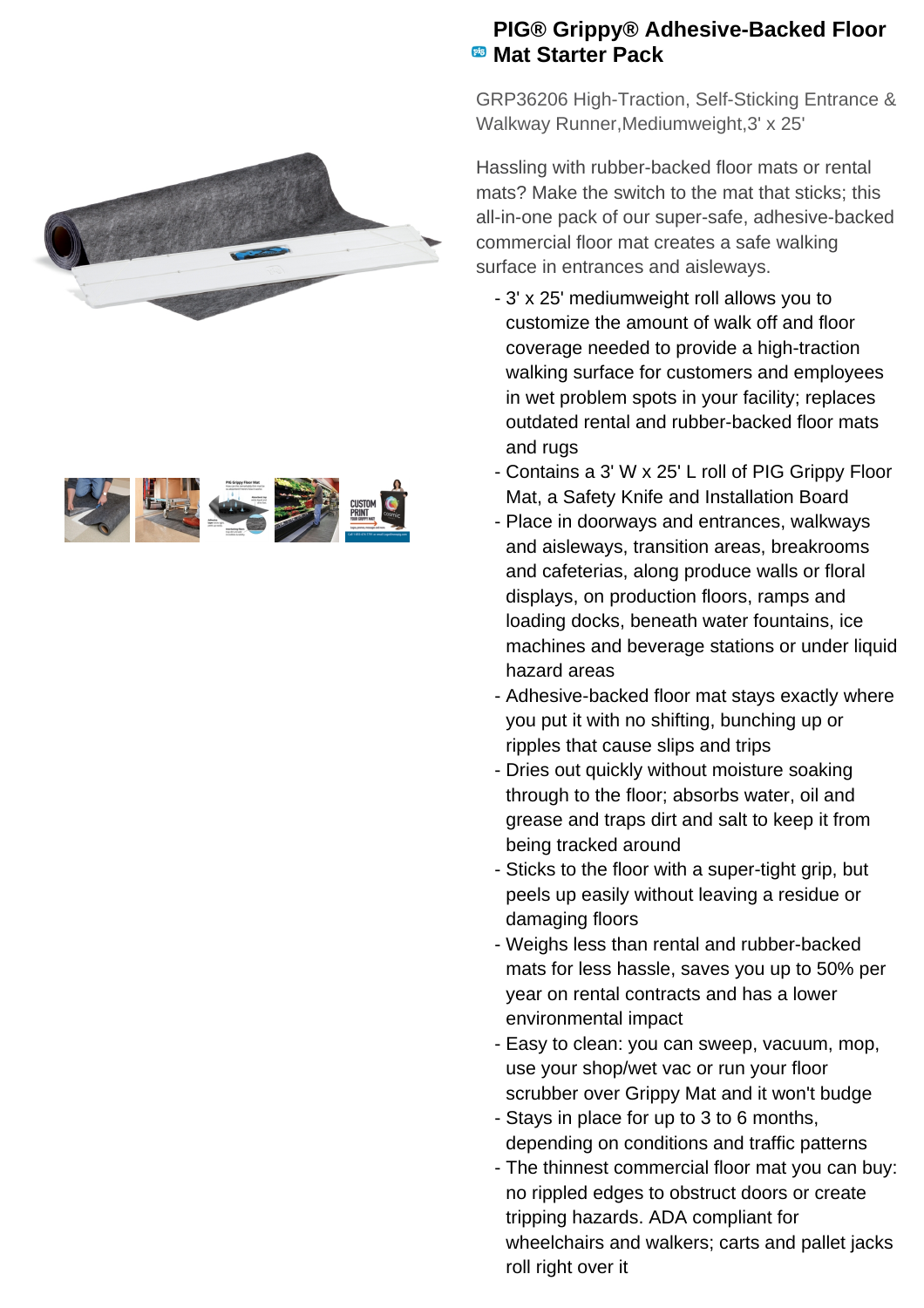# PIG® Grippy® Adhesive-Backed Floor Mat Starter Pack

GRP36206 High-Traction, Self-Sticking Entrance & Walkway Runner,Mediumweight,3' x 25'

Hassling with rubber-backed floor mats or rental mats? Make the switch to the mat that sticks; this all-in-one pack of our super-safe, adhesive-backed commercial floor mat creates a safe walking surface in entrances and aisleways.

- 3' x 25' mediumweight roll allows you to customize the amount of walk off and floor coverage needed to provide a high-traction walking surface for customers and employees in wet problem spots in your facility; replaces outdated rental and rubber-backed floor mats and rugs
- Contains a 3' W x 25' L roll of PIG Grippy Floor Mat, a Safety Knife and Installation Board
- Place in doorways and entrances, walkways and aisleways, transition areas, breakrooms and cafeterias, along produce walls or floral displays, on production floors, ramps and loading docks, beneath water fountains, ice machines and beverage stations or under liquid hazard areas
- Adhesive-backed floor mat stays exactly where you put it with no shifting, bunching up or ripples that cause slips and trips
- Dries out quickly without moisture soaking through to the floor; absorbs water, oil and grease and traps dirt and salt to keep it from being tracked around
- Sticks to the floor with a super-tight grip, but peels up easily without leaving a residue or damaging floors
- Weighs less than rental and rubber-backed mats for less hassle, saves you up to 50% per year on rental contracts and has a lower environmental impact
- Easy to clean: you can sweep, vacuum, mop, use your shop/wet vac or run your floor scrubber over Grippy Mat and it won't budge
- Stays in place for up to 3 to 6 months, depending on conditions and traffic patterns
- The thinnest commercial floor mat you can buy: no rippled edges to obstruct doors or create tripping hazards. ADA compliant for wheelchairs and walkers; carts and pallet jacks roll right over it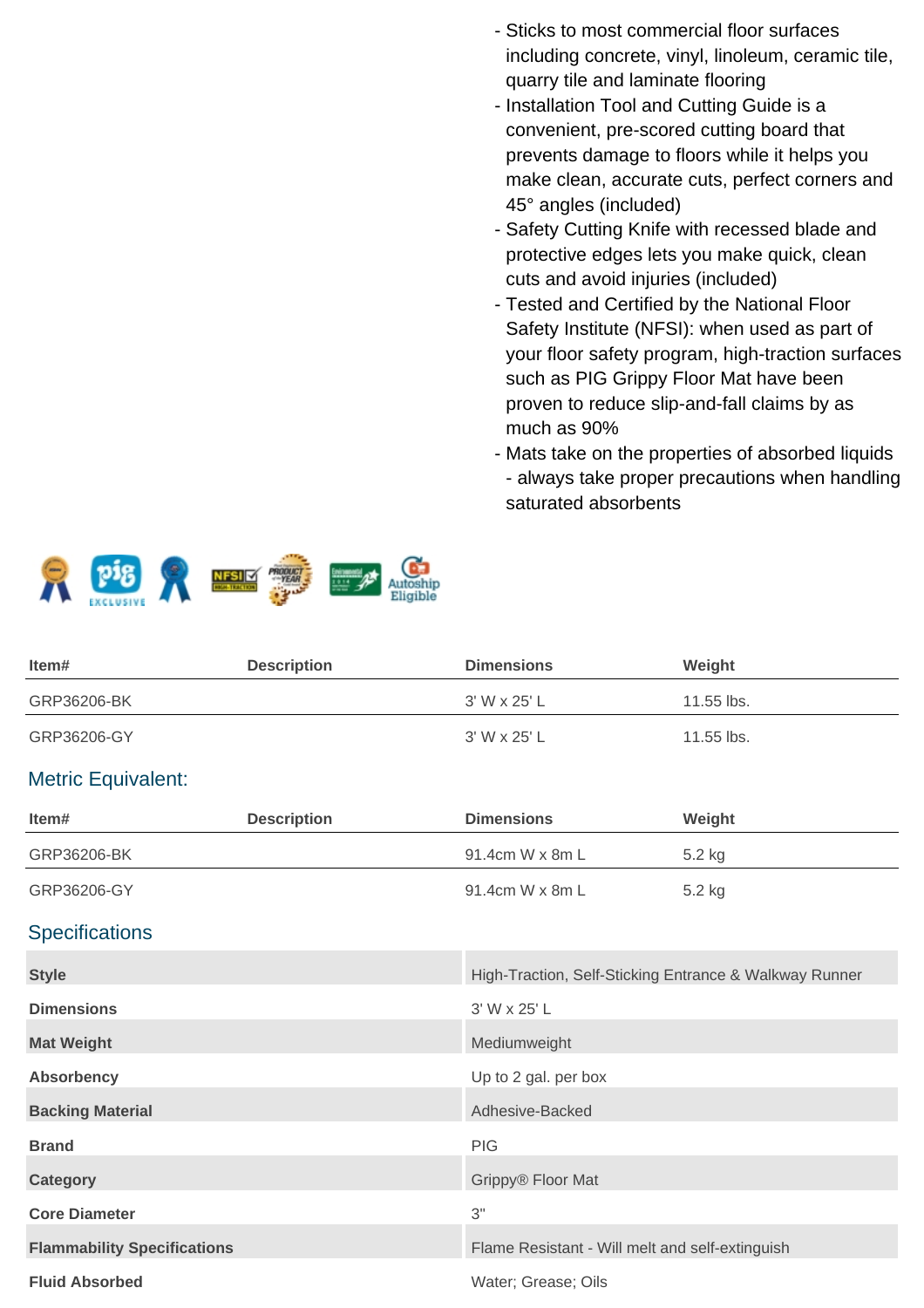- Sticks to most commercial floor surfaces including concrete, vinyl, linoleum, ceramic tile, quarry tile and laminate flooring
- Installation Tool and Cutting Guide is a convenient, pre-scored cutting board that prevents damage to floors while it helps you make clean, accurate cuts, perfect corners and 45° angles (included)
- Safety Cutting Knife with recessed blade and protective edges lets you make quick, clean cuts and avoid injuries (included)
- Tested and Certified by the National Floor Safety Institute (NFSI): when used as part of your floor safety program, high-traction surfaces such as PIG Grippy Floor Mat have been proven to reduce slip-and-fall claims by as much as 90%
- Mats take on the properties of absorbed liquids - always take proper precautions when handling saturated absorbents

| Item# | Description | Dimensions | Weight |
| --- | --- | --- | --- |
| GRP36206-BK | | 3' W x 25' L | 11.55 lbs. |
| GRP36206-GY | | 3' W x 25' L | 11.55 lbs. |

## Metric Equivalent:

| Item# | Description | Dimensions | Weight |
| --- | --- | --- | --- |
| GRP36206-BK | | 91.4cm W x 8m L | 5.2 kg |
| GRP36206-GY | | 91.4cm W x 8m L | 5.2 kg |

## Specifications

| | |
| --- | --- |
| **Style** | High-Traction, Self-Sticking Entrance & Walkway Runner |
| **Dimensions** | 3' W x 25' L |
| **Mat Weight** | Mediumweight |
| **Absorbency** | Up to 2 gal. per box |
| **Backing Material** | Adhesive-Backed |
| **Brand** | PIG |
| **Category** | Grippy® Floor Mat |
| **Core Diameter** | 3" |
| **Flammability Specifications** | Flame Resistant - Will melt and self-extinguish |
| **Fluid Absorbed** | Water; Grease; Oils |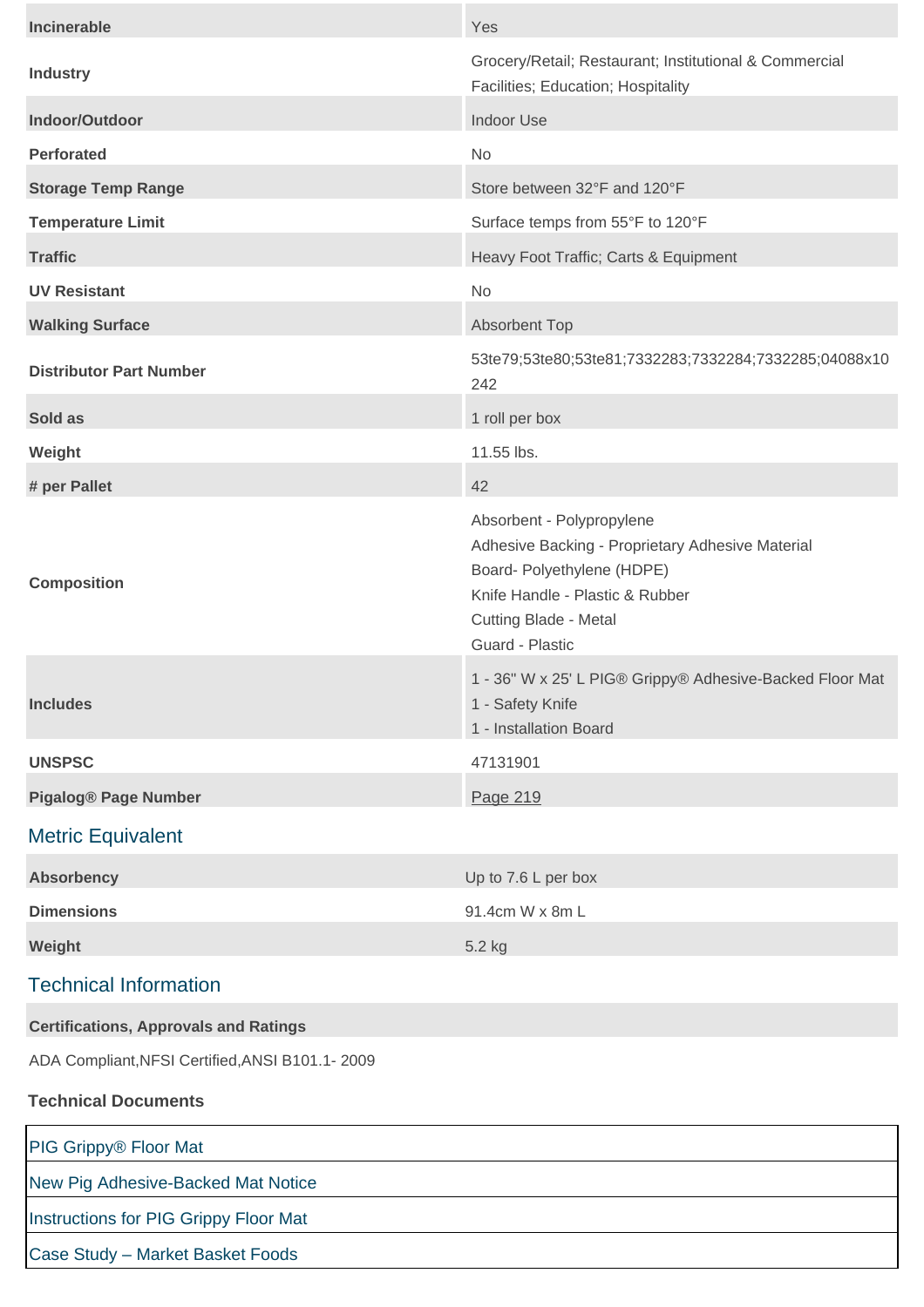| | |
|---|---|
| **Incinerable** | Yes |
| **Industry** | Grocery/Retail; Restaurant; Institutional & Commercial Facilities; Education; Hospitality |
| **Indoor/Outdoor** | Indoor Use |
| **Perforated** | No |
| **Storage Temp Range** | Store between 32°F and 120°F |
| **Temperature Limit** | Surface temps from 55°F to 120°F |
| **Traffic** | Heavy Foot Traffic; Carts & Equipment |
| **UV Resistant** | No |
| **Walking Surface** | Absorbent Top |
| **Distributor Part Number** | 53te79;53te80;53te81;7332283;7332284;7332285;04088x10242 |
| **Sold as** | 1 roll per box |
| **Weight** | 11.55 lbs. |
| **# per Pallet** | 42 |
| **Composition** | Absorbent - Polypropylene<br>Adhesive Backing - Proprietary Adhesive Material<br>Board- Polyethylene (HDPE)<br>Knife Handle - Plastic & Rubber<br>Cutting Blade - Metal<br>Guard - Plastic |
| **Includes** | 1 - 36" W x 25' L PIG® Grippy® Adhesive-Backed Floor Mat<br>1 - Safety Knife<br>1 - Installation Board |
| **UNSPSC** | 47131901 |
| **Pigalog® Page Number** | Page 219 |

## Metric Equivalent

| | |
|---|---|
| **Absorbency** | Up to 7.6 L per box |
| **Dimensions** | 91.4cm W x 8m L |
| **Weight** | 5.2 kg |

## Technical Information

**Certifications, Approvals and Ratings**

ADA Compliant,NFSI Certified,ANSI B101.1- 2009

**Technical Documents**

- PIG Grippy® Floor Mat
- New Pig Adhesive-Backed Mat Notice
- Instructions for PIG Grippy Floor Mat
- Case Study – Market Basket Foods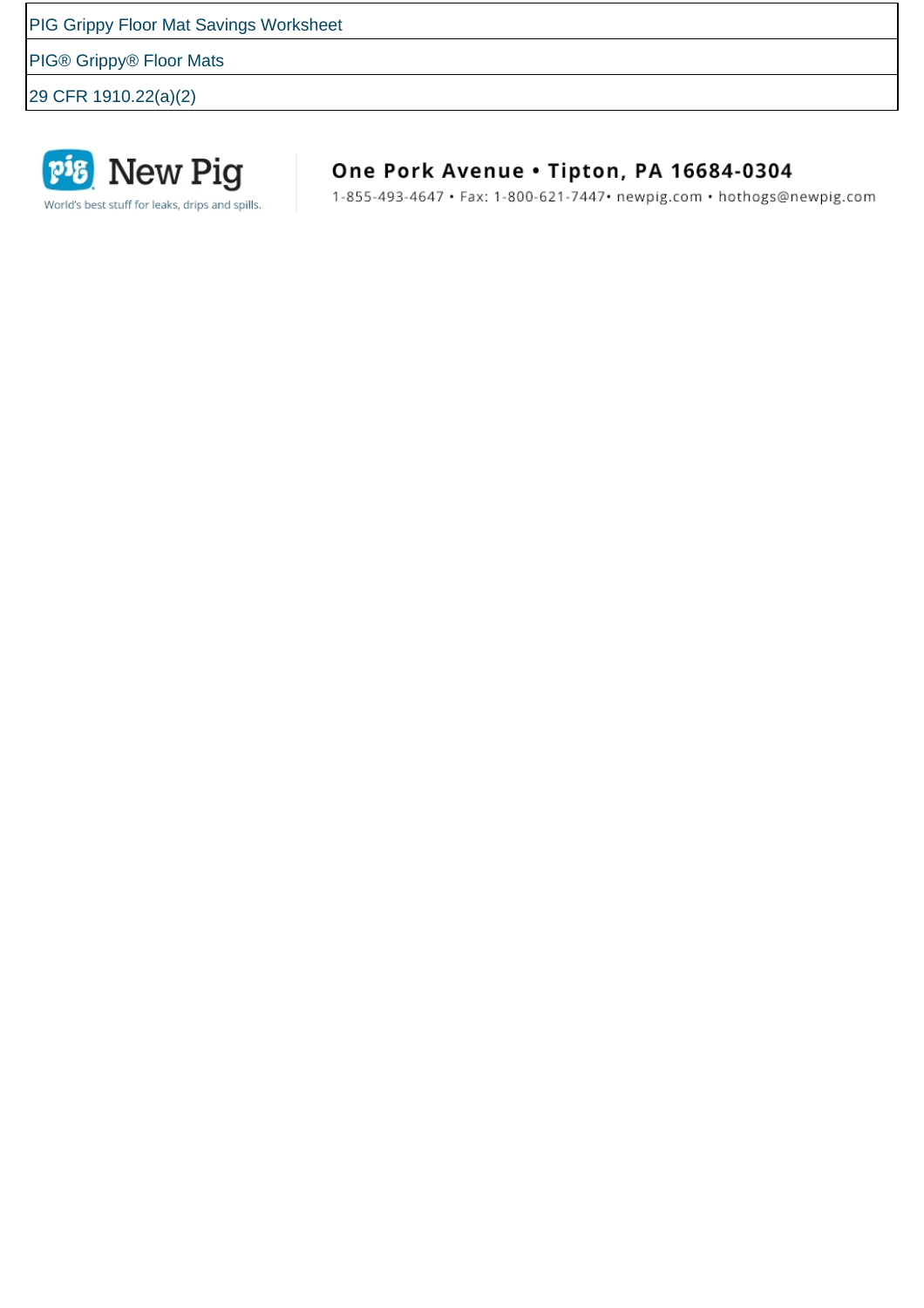| |
|---|
| PIG Grippy Floor Mat Savings Worksheet |
| PIG® Grippy® Floor Mats |
| 29 CFR 1910.22(a)(2) |

New Pig

World's best stuff for leaks, drips and spills.

**One Pork Avenue • Tipton, PA 16684-0304**

1-855-493-4647 • Fax: 1-800-621-7447• newpig.com • hothogs@newpig.com